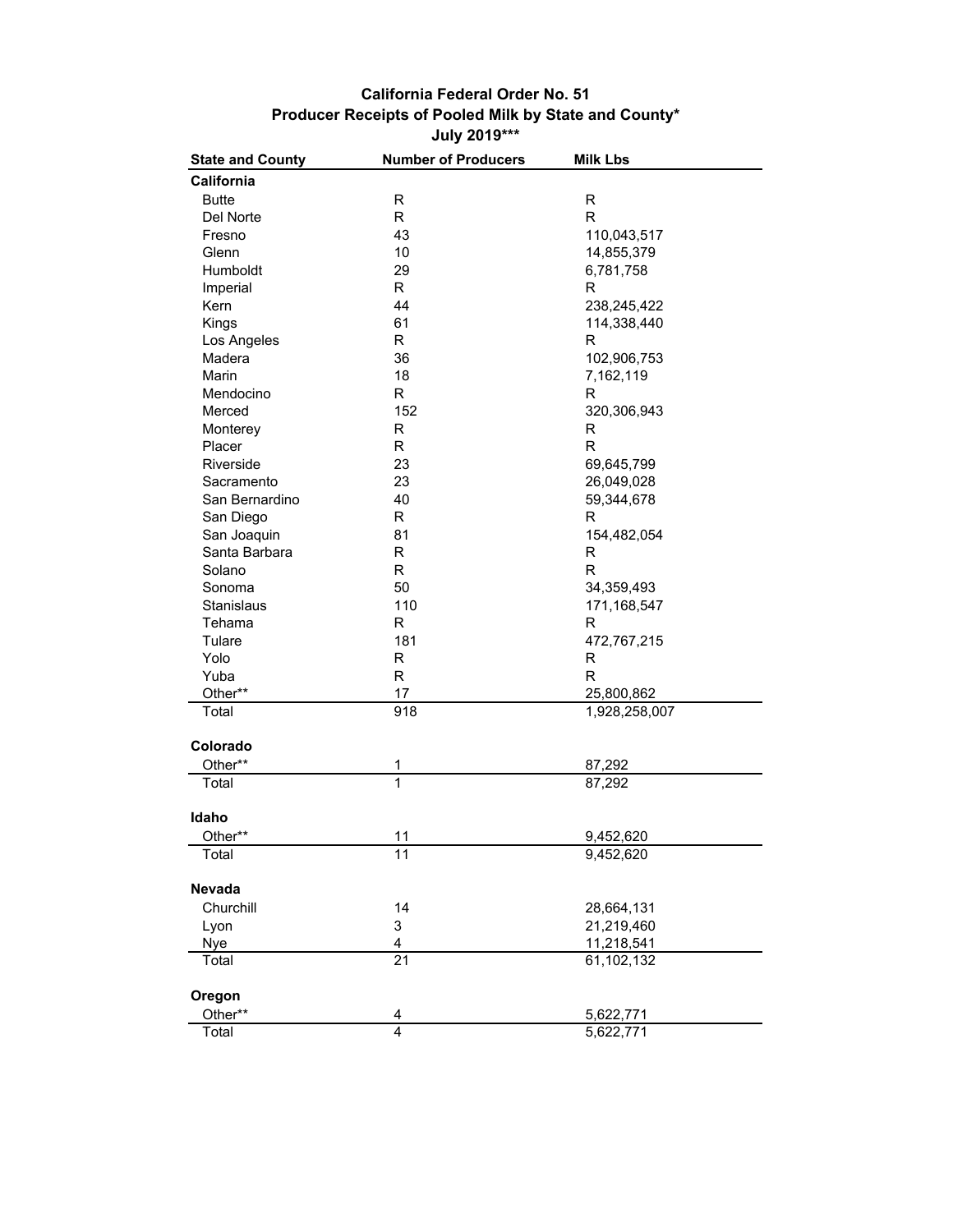# California Federal Order No. 51
## Producer Receipts of Pooled Milk by State and County*
### July 2019***

| State and County | Number of Producers | Milk Lbs |
|---|---|---|
| **California** | | |
| Butte | R | R |
| Del Norte | R | R |
| Fresno | 43 | 110,043,517 |
| Glenn | 10 | 14,855,379 |
| Humboldt | 29 | 6,781,758 |
| Imperial | R | R |
| Kern | 44 | 238,245,422 |
| Kings | 61 | 114,338,440 |
| Los Angeles | R | R |
| Madera | 36 | 102,906,753 |
| Marin | 18 | 7,162,119 |
| Mendocino | R | R |
| Merced | 152 | 320,306,943 |
| Monterey | R | R |
| Placer | R | R |
| Riverside | 23 | 69,645,799 |
| Sacramento | 23 | 26,049,028 |
| San Bernardino | 40 | 59,344,678 |
| San Diego | R | R |
| San Joaquin | 81 | 154,482,054 |
| Santa Barbara | R | R |
| Solano | R | R |
| Sonoma | 50 | 34,359,493 |
| Stanislaus | 110 | 171,168,547 |
| Tehama | R | R |
| Tulare | 181 | 472,767,215 |
| Yolo | R | R |
| Yuba | R | R |
| Other** | 17 | 25,800,862 |
| Total | 918 | 1,928,258,007 |
| **Colorado** | | |
| Other** | 1 | 87,292 |
| Total | 1 | 87,292 |
| **Idaho** | | |
| Other** | 11 | 9,452,620 |
| Total | 11 | 9,452,620 |
| **Nevada** | | |
| Churchill | 14 | 28,664,131 |
| Lyon | 3 | 21,219,460 |
| Nye | 4 | 11,218,541 |
| Total | 21 | 61,102,132 |
| **Oregon** | | |
| Other** | 4 | 5,622,771 |
| Total | 4 | 5,622,771 |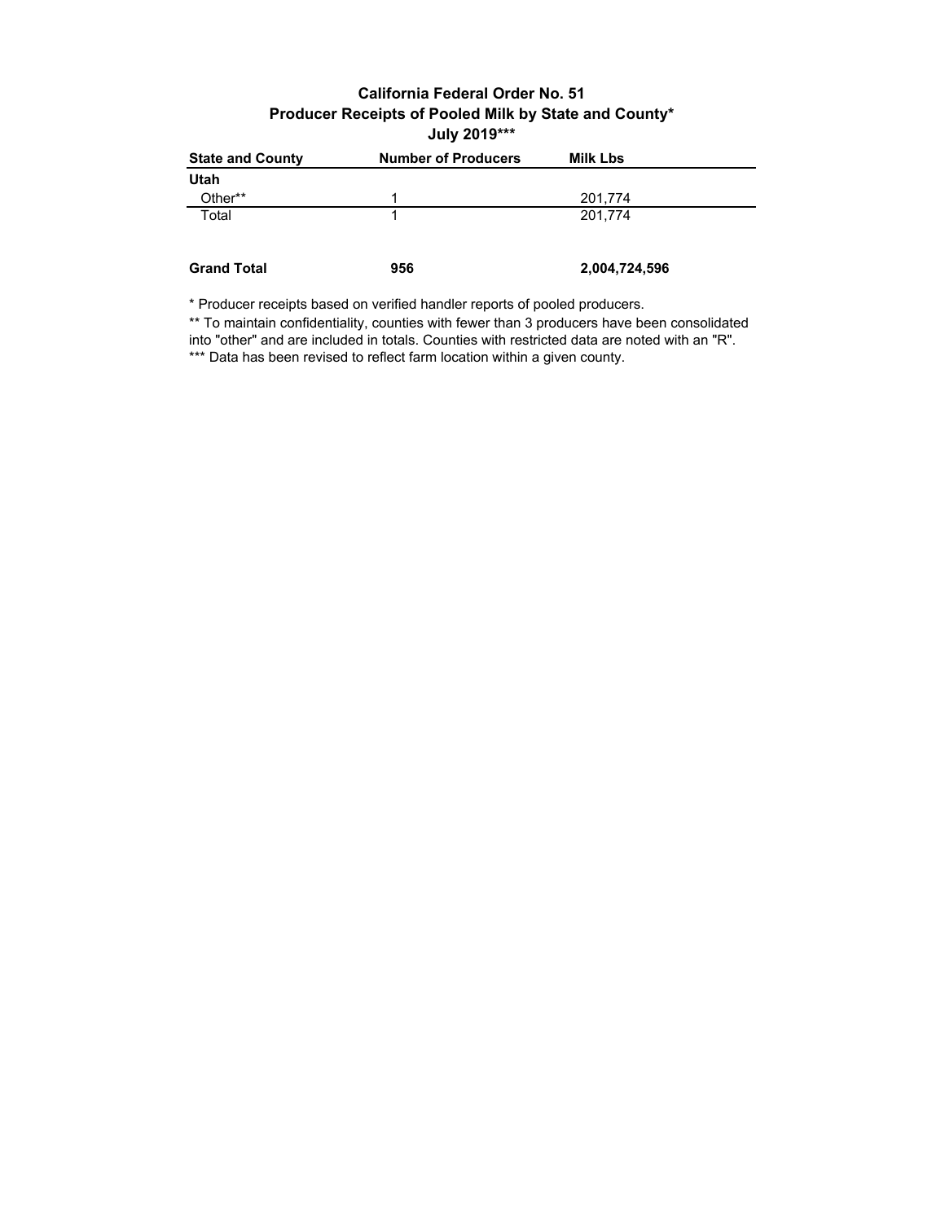### California Federal Order No. 51
### Producer Receipts of Pooled Milk by State and County*
### July 2019***

| State and County | Number of Producers | Milk Lbs |
| --- | --- | --- |
| **Utah** | | |
| Other** | 1 | 201,774 |
| Total | 1 | 201,774 |
| | | |
| **Grand Total** | **956** | **2,004,724,596** |

* Producer receipts based on verified handler reports of pooled producers.

** To maintain confidentiality, counties with fewer than 3 producers have been consolidated into "other" and are included in totals. Counties with restricted data are noted with an "R".

*** Data has been revised to reflect farm location within a given county.